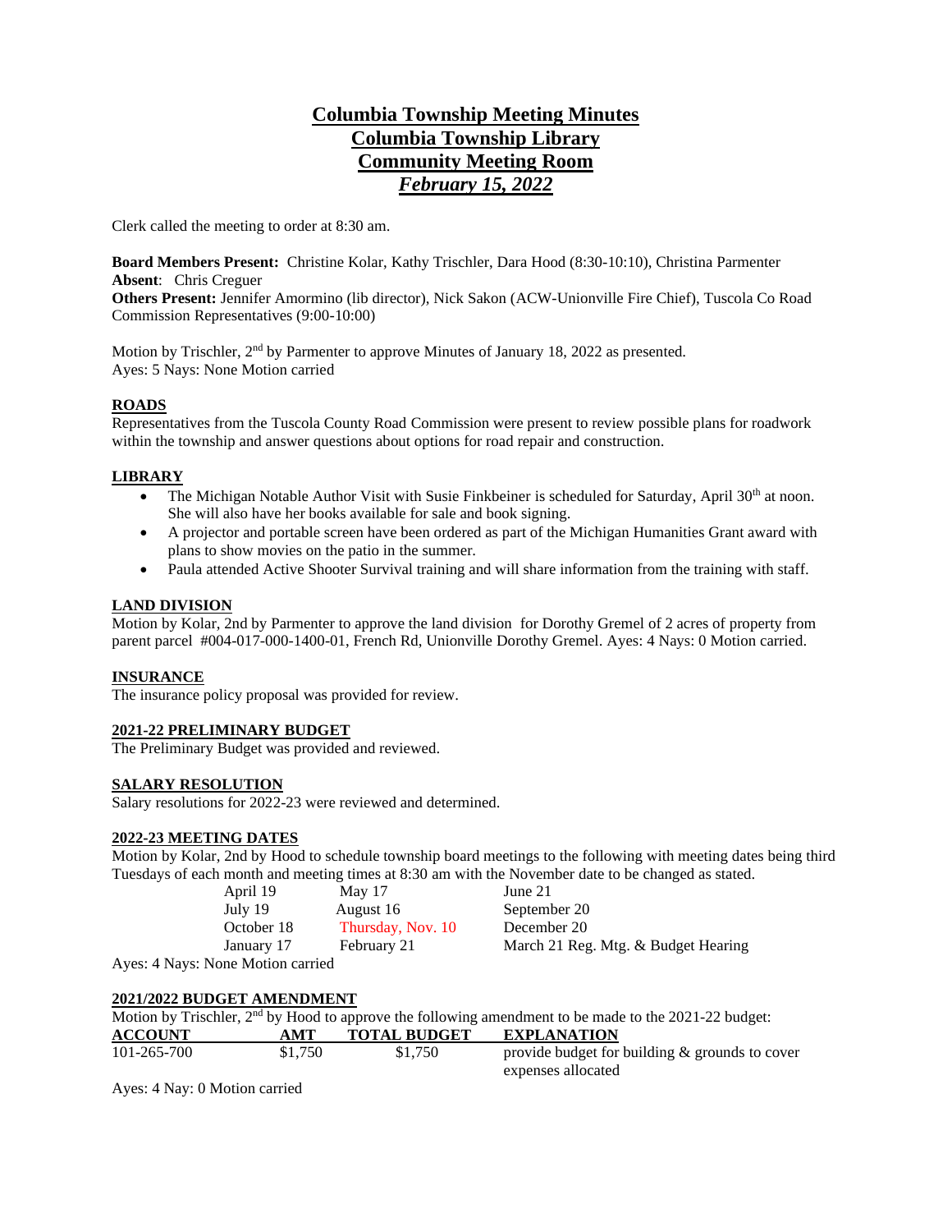# Columbia Township Meeting Minutes
# Columbia Township Library
# Community Meeting Room
# *February 15, 2022*

Clerk called the meeting to order at 8:30 am.

**Board Members Present:** Christine Kolar, Kathy Trischler, Dara Hood (8:30-10:10), Christina Parmenter
**Absent**: Chris Creguer
**Others Present:** Jennifer Amormino (lib director), Nick Sakon (ACW-Unionville Fire Chief), Tuscola Co Road Commission Representatives (9:00-10:00)

Motion by Trischler, 2nd by Parmenter to approve Minutes of January 18, 2022 as presented.
Ayes: 5 Nays: None Motion carried

## ROADS

Representatives from the Tuscola County Road Commission were present to review possible plans for roadwork within the township and answer questions about options for road repair and construction.

## LIBRARY

- The Michigan Notable Author Visit with Susie Finkbeiner is scheduled for Saturday, April 30th at noon. She will also have her books available for sale and book signing.
- A projector and portable screen have been ordered as part of the Michigan Humanities Grant award with plans to show movies on the patio in the summer.
- Paula attended Active Shooter Survival training and will share information from the training with staff.

## LAND DIVISION

Motion by Kolar, 2nd by Parmenter to approve the land division for Dorothy Gremel of 2 acres of property from parent parcel #004-017-000-1400-01, French Rd, Unionville Dorothy Gremel. Ayes: 4 Nays: 0 Motion carried.

## INSURANCE

The insurance policy proposal was provided for review.

## 2021-22 PRELIMINARY BUDGET

The Preliminary Budget was provided and reviewed.

## SALARY RESOLUTION

Salary resolutions for 2022-23 were reviewed and determined.

## 2022-23 MEETING DATES

Motion by Kolar, 2nd by Hood to schedule township board meetings to the following with meeting dates being third Tuesdays of each month and meeting times at 8:30 am with the November date to be changed as stated.

| | | |
|---|---|---|
| April 19 | May 17 | June 21 |
| July 19 | August 16 | September 20 |
| October 18 | Thursday, Nov. 10 | December 20 |
| January 17 | February 21 | March 21 Reg. Mtg. & Budget Hearing |

Ayes: 4 Nays: None Motion carried

## 2021/2022 BUDGET AMENDMENT

Motion by Trischler, 2nd by Hood to approve the following amendment to be made to the 2021-22 budget:

| ACCOUNT | AMT | TOTAL BUDGET | EXPLANATION |
|---|---|---|---|
| 101-265-700 | $1,750 | $1,750 | provide budget for building & grounds to cover expenses allocated |

Ayes: 4 Nay: 0 Motion carried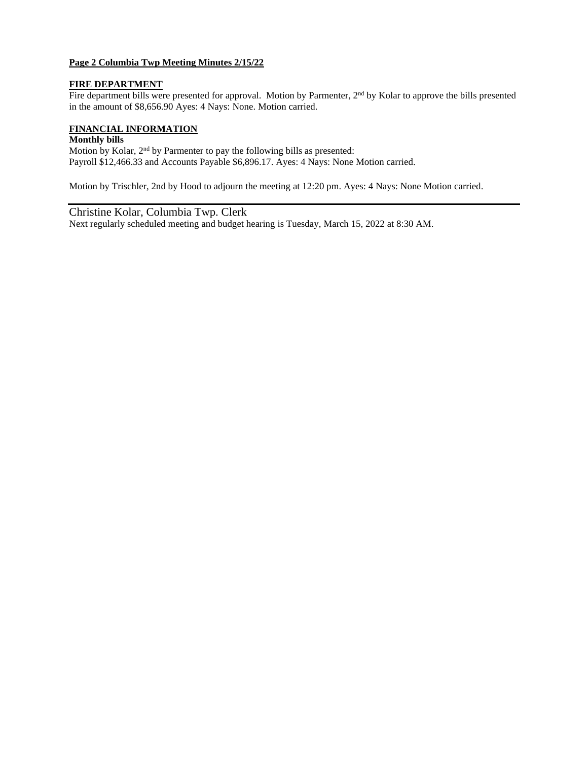**Page 2 Columbia Twp Meeting Minutes 2/15/22**

## FIRE DEPARTMENT

Fire department bills were presented for approval. Motion by Parmenter, 2nd by Kolar to approve the bills presented in the amount of $8,656.90 Ayes: 4 Nays: None. Motion carried.

## FINANCIAL INFORMATION

**Monthly bills**

Motion by Kolar, 2nd by Parmenter to pay the following bills as presented:
Payroll $12,466.33 and Accounts Payable $6,896.17. Ayes: 4 Nays: None Motion carried.

Motion by Trischler, 2nd by Hood to adjourn the meeting at 12:20 pm. Ayes: 4 Nays: None Motion carried.

---

Christine Kolar, Columbia Twp. Clerk
Next regularly scheduled meeting and budget hearing is Tuesday, March 15, 2022 at 8:30 AM.